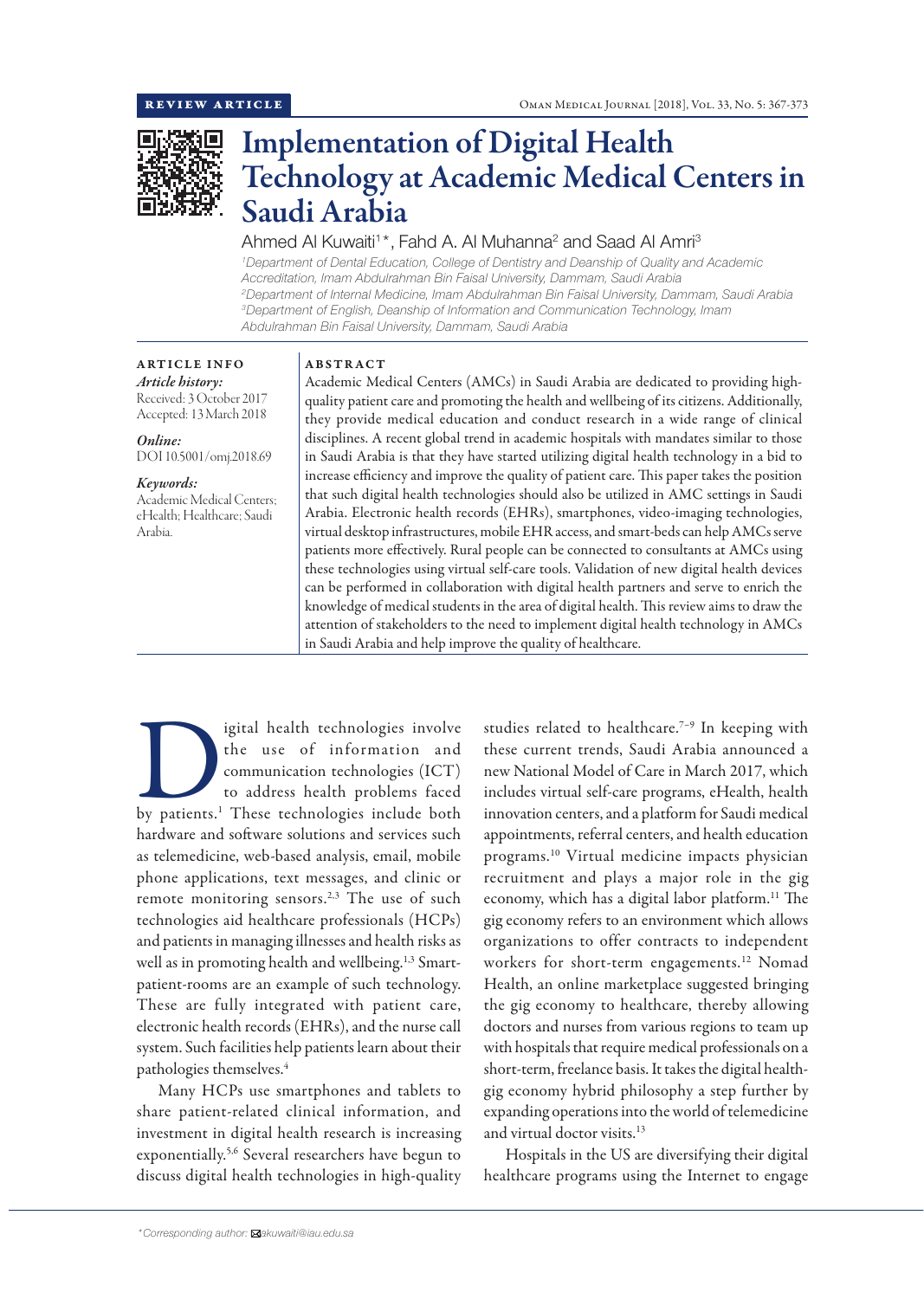REVIEW ARTICLE

# Implementation of Digital Health Technology at Academic Medical Centers in Saudi Arabia

Ahmed Al Kuwaiti[1]*, Fahd A. Al Muhanna[2] and Saad Al Amri[3]

[1]Department of Dental Education, College of Dentistry and Deanship of Quality and Academic Accreditation, Imam Abdulrahman Bin Faisal University, Dammam, Saudi Arabia
[2]Department of Internal Medicine, Imam Abdulrahman Bin Faisal University, Dammam, Saudi Arabia
[3]Department of English, Deanship of Information and Communication Technology, Imam Abdulrahman Bin Faisal University, Dammam, Saudi Arabia

## ARTICLE INFO

*Article history:*
Received: 3 October 2017
Accepted: 13 March 2018

*Online:*
DOI 10.5001/omj.2018.69

*Keywords:*
Academic Medical Centers; eHealth; Healthcare; Saudi Arabia.

## ABSTRACT

Academic Medical Centers (AMCs) in Saudi Arabia are dedicated to providing high-quality patient care and promoting the health and wellbeing of its citizens. Additionally, they provide medical education and conduct research in a wide range of clinical disciplines. A recent global trend in academic hospitals with mandates similar to those in Saudi Arabia is that they have started utilizing digital health technology in a bid to increase efficiency and improve the quality of patient care. This paper takes the position that such digital health technologies should also be utilized in AMC settings in Saudi Arabia. Electronic health records (EHRs), smartphones, video-imaging technologies, virtual desktop infrastructures, mobile EHR access, and smart-beds can help AMCs serve patients more effectively. Rural people can be connected to consultants at AMCs using these technologies using virtual self-care tools. Validation of new digital health devices can be performed in collaboration with digital health partners and serve to enrich the knowledge of medical students in the area of digital health. This review aims to draw the attention of stakeholders to the need to implement digital health technology in AMCs in Saudi Arabia and help improve the quality of healthcare.

Digital health technologies involve the use of information and communication technologies (ICT) to address health problems faced by patients.[1] These technologies include both hardware and software solutions and services such as telemedicine, web-based analysis, email, mobile phone applications, text messages, and clinic or remote monitoring sensors.[2,3] The use of such technologies aid healthcare professionals (HCPs) and patients in managing illnesses and health risks as well as in promoting health and wellbeing.[1,3] Smart-patient-rooms are an example of such technology. These are fully integrated with patient care, electronic health records (EHRs), and the nurse call system. Such facilities help patients learn about their pathologies themselves.[4]

Many HCPs use smartphones and tablets to share patient-related clinical information, and investment in digital health research is increasing exponentially.[5,6] Several researchers have begun to discuss digital health technologies in high-quality studies related to healthcare.[7–9] In keeping with these current trends, Saudi Arabia announced a new National Model of Care in March 2017, which includes virtual self-care programs, eHealth, health innovation centers, and a platform for Saudi medical appointments, referral centers, and health education programs.[10] Virtual medicine impacts physician recruitment and plays a major role in the gig economy, which has a digital labor platform.[11] The gig economy refers to an environment which allows organizations to offer contracts to independent workers for short-term engagements.[12] Nomad Health, an online marketplace suggested bringing the gig economy to healthcare, thereby allowing doctors and nurses from various regions to team up with hospitals that require medical professionals on a short-term, freelance basis. It takes the digital health-gig economy hybrid philosophy a step further by expanding operations into the world of telemedicine and virtual doctor visits.[13]

Hospitals in the US are diversifying their digital healthcare programs using the Internet to engage

*Corresponding author: akuwaiti@iau.edu.sa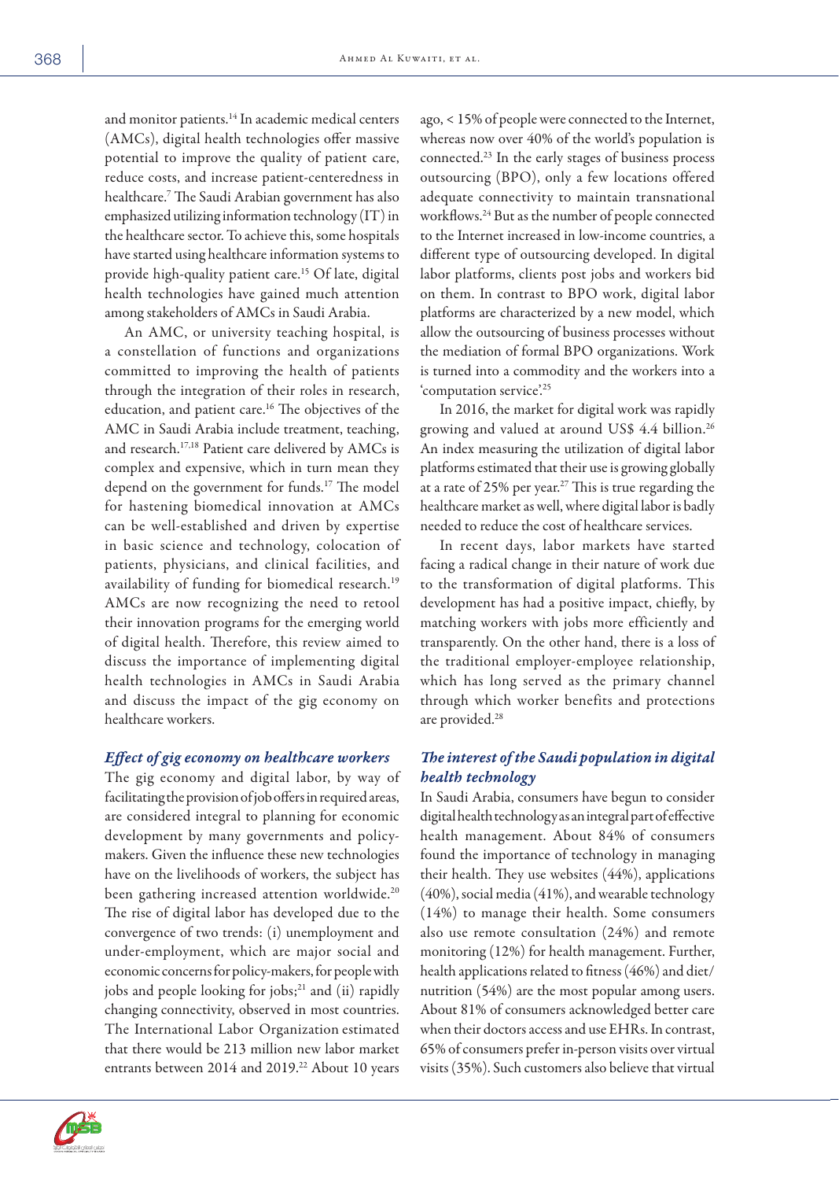and monitor patients.[14] In academic medical centers (AMCs), digital health technologies offer massive potential to improve the quality of patient care, reduce costs, and increase patient-centeredness in healthcare.[7] The Saudi Arabian government has also emphasized utilizing information technology (IT) in the healthcare sector. To achieve this, some hospitals have started using healthcare information systems to provide high-quality patient care.[15] Of late, digital health technologies have gained much attention among stakeholders of AMCs in Saudi Arabia.

An AMC, or university teaching hospital, is a constellation of functions and organizations committed to improving the health of patients through the integration of their roles in research, education, and patient care.[16] The objectives of the AMC in Saudi Arabia include treatment, teaching, and research.[17,18] Patient care delivered by AMCs is complex and expensive, which in turn mean they depend on the government for funds.[17] The model for hastening biomedical innovation at AMCs can be well-established and driven by expertise in basic science and technology, colocation of patients, physicians, and clinical facilities, and availability of funding for biomedical research.[19] AMCs are now recognizing the need to retool their innovation programs for the emerging world of digital health. Therefore, this review aimed to discuss the importance of implementing digital health technologies in AMCs in Saudi Arabia and discuss the impact of the gig economy on healthcare workers.

### *Effect of gig economy on healthcare workers*

The gig economy and digital labor, by way of facilitating the provision of job offers in required areas, are considered integral to planning for economic development by many governments and policy-makers. Given the influence these new technologies have on the livelihoods of workers, the subject has been gathering increased attention worldwide.[20] The rise of digital labor has developed due to the convergence of two trends: (i) unemployment and under-employment, which are major social and economic concerns for policy-makers, for people with jobs and people looking for jobs;[21] and (ii) rapidly changing connectivity, observed in most countries. The International Labor Organization estimated that there would be 213 million new labor market entrants between 2014 and 2019.[22] About 10 years ago, < 15% of people were connected to the Internet, whereas now over 40% of the world's population is connected.[23] In the early stages of business process outsourcing (BPO), only a few locations offered adequate connectivity to maintain transnational workflows.[24] But as the number of people connected to the Internet increased in low-income countries, a different type of outsourcing developed. In digital labor platforms, clients post jobs and workers bid on them. In contrast to BPO work, digital labor platforms are characterized by a new model, which allow the outsourcing of business processes without the mediation of formal BPO organizations. Work is turned into a commodity and the workers into a 'computation service'.[25]

In 2016, the market for digital work was rapidly growing and valued at around US$ 4.4 billion.[26] An index measuring the utilization of digital labor platforms estimated that their use is growing globally at a rate of 25% per year.[27] This is true regarding the healthcare market as well, where digital labor is badly needed to reduce the cost of healthcare services.

In recent days, labor markets have started facing a radical change in their nature of work due to the transformation of digital platforms. This development has had a positive impact, chiefly, by matching workers with jobs more efficiently and transparently. On the other hand, there is a loss of the traditional employer-employee relationship, which has long served as the primary channel through which worker benefits and protections are provided.[28]

### *The interest of the Saudi population in digital health technology*

In Saudi Arabia, consumers have begun to consider digital health technology as an integral part of effective health management. About 84% of consumers found the importance of technology in managing their health. They use websites (44%), applications (40%), social media (41%), and wearable technology (14%) to manage their health. Some consumers also use remote consultation (24%) and remote monitoring (12%) for health management. Further, health applications related to fitness (46%) and diet/nutrition (54%) are the most popular among users. About 81% of consumers acknowledged better care when their doctors access and use EHRs. In contrast, 65% of consumers prefer in-person visits over virtual visits (35%). Such customers also believe that virtual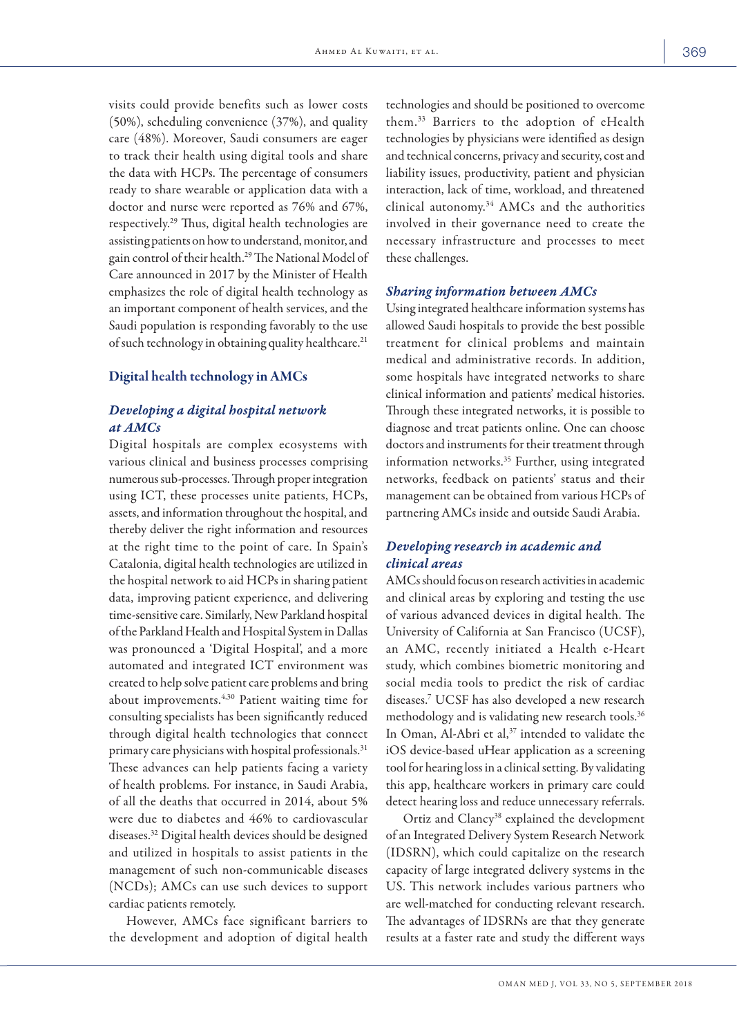visits could provide benefits such as lower costs (50%), scheduling convenience (37%), and quality care (48%). Moreover, Saudi consumers are eager to track their health using digital tools and share the data with HCPs. The percentage of consumers ready to share wearable or application data with a doctor and nurse were reported as 76% and 67%, respectively.[29] Thus, digital health technologies are assisting patients on how to understand, monitor, and gain control of their health.[29] The National Model of Care announced in 2017 by the Minister of Health emphasizes the role of digital health technology as an important component of health services, and the Saudi population is responding favorably to the use of such technology in obtaining quality healthcare.[21]

## Digital health technology in AMCs

### *Developing a digital hospital network at AMCs*

Digital hospitals are complex ecosystems with various clinical and business processes comprising numerous sub-processes. Through proper integration using ICT, these processes unite patients, HCPs, assets, and information throughout the hospital, and thereby deliver the right information and resources at the right time to the point of care. In Spain's Catalonia, digital health technologies are utilized in the hospital network to aid HCPs in sharing patient data, improving patient experience, and delivering time-sensitive care. Similarly, New Parkland hospital of the Parkland Health and Hospital System in Dallas was pronounced a 'Digital Hospital', and a more automated and integrated ICT environment was created to help solve patient care problems and bring about improvements.[4,30] Patient waiting time for consulting specialists has been significantly reduced through digital health technologies that connect primary care physicians with hospital professionals.[31] These advances can help patients facing a variety of health problems. For instance, in Saudi Arabia, of all the deaths that occurred in 2014, about 5% were due to diabetes and 46% to cardiovascular diseases.[32] Digital health devices should be designed and utilized in hospitals to assist patients in the management of such non-communicable diseases (NCDs); AMCs can use such devices to support cardiac patients remotely.

However, AMCs face significant barriers to the development and adoption of digital health technologies and should be positioned to overcome them.[33] Barriers to the adoption of eHealth technologies by physicians were identified as design and technical concerns, privacy and security, cost and liability issues, productivity, patient and physician interaction, lack of time, workload, and threatened clinical autonomy.[34] AMCs and the authorities involved in their governance need to create the necessary infrastructure and processes to meet these challenges.

### *Sharing information between AMCs*

Using integrated healthcare information systems has allowed Saudi hospitals to provide the best possible treatment for clinical problems and maintain medical and administrative records. In addition, some hospitals have integrated networks to share clinical information and patients' medical histories. Through these integrated networks, it is possible to diagnose and treat patients online. One can choose doctors and instruments for their treatment through information networks.[35] Further, using integrated networks, feedback on patients' status and their management can be obtained from various HCPs of partnering AMCs inside and outside Saudi Arabia.

### *Developing research in academic and clinical areas*

AMCs should focus on research activities in academic and clinical areas by exploring and testing the use of various advanced devices in digital health. The University of California at San Francisco (UCSF), an AMC, recently initiated a Health e-Heart study, which combines biometric monitoring and social media tools to predict the risk of cardiac diseases.[7] UCSF has also developed a new research methodology and is validating new research tools.[36] In Oman, Al-Abri et al,[37] intended to validate the iOS device-based uHear application as a screening tool for hearing loss in a clinical setting. By validating this app, healthcare workers in primary care could detect hearing loss and reduce unnecessary referrals.

Ortiz and Clancy[38] explained the development of an Integrated Delivery System Research Network (IDSRN), which could capitalize on the research capacity of large integrated delivery systems in the US. This network includes various partners who are well-matched for conducting relevant research. The advantages of IDSRNs are that they generate results at a faster rate and study the different ways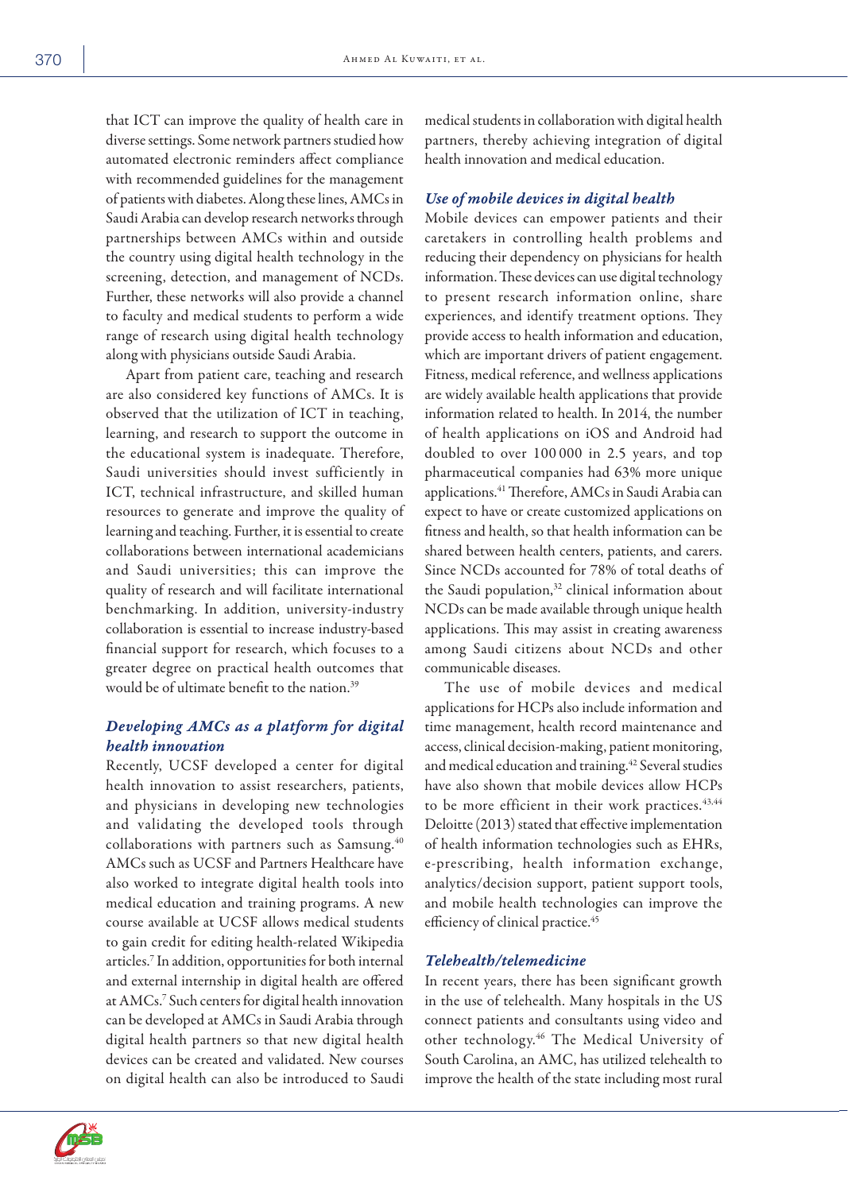that ICT can improve the quality of health care in diverse settings. Some network partners studied how automated electronic reminders affect compliance with recommended guidelines for the management of patients with diabetes. Along these lines, AMCs in Saudi Arabia can develop research networks through partnerships between AMCs within and outside the country using digital health technology in the screening, detection, and management of NCDs. Further, these networks will also provide a channel to faculty and medical students to perform a wide range of research using digital health technology along with physicians outside Saudi Arabia.

Apart from patient care, teaching and research are also considered key functions of AMCs. It is observed that the utilization of ICT in teaching, learning, and research to support the outcome in the educational system is inadequate. Therefore, Saudi universities should invest sufficiently in ICT, technical infrastructure, and skilled human resources to generate and improve the quality of learning and teaching. Further, it is essential to create collaborations between international academicians and Saudi universities; this can improve the quality of research and will facilitate international benchmarking. In addition, university-industry collaboration is essential to increase industry-based financial support for research, which focuses to a greater degree on practical health outcomes that would be of ultimate benefit to the nation.[39]

### *Developing AMCs as a platform for digital health innovation*

Recently, UCSF developed a center for digital health innovation to assist researchers, patients, and physicians in developing new technologies and validating the developed tools through collaborations with partners such as Samsung.[40] AMCs such as UCSF and Partners Healthcare have also worked to integrate digital health tools into medical education and training programs. A new course available at UCSF allows medical students to gain credit for editing health-related Wikipedia articles.[7] In addition, opportunities for both internal and external internship in digital health are offered at AMCs.[7] Such centers for digital health innovation can be developed at AMCs in Saudi Arabia through digital health partners so that new digital health devices can be created and validated. New courses on digital health can also be introduced to Saudi medical students in collaboration with digital health partners, thereby achieving integration of digital health innovation and medical education.

### *Use of mobile devices in digital health*

Mobile devices can empower patients and their caretakers in controlling health problems and reducing their dependency on physicians for health information. These devices can use digital technology to present research information online, share experiences, and identify treatment options. They provide access to health information and education, which are important drivers of patient engagement. Fitness, medical reference, and wellness applications are widely available health applications that provide information related to health. In 2014, the number of health applications on iOS and Android had doubled to over 100 000 in 2.5 years, and top pharmaceutical companies had 63% more unique applications.[41] Therefore, AMCs in Saudi Arabia can expect to have or create customized applications on fitness and health, so that health information can be shared between health centers, patients, and carers. Since NCDs accounted for 78% of total deaths of the Saudi population,[32] clinical information about NCDs can be made available through unique health applications. This may assist in creating awareness among Saudi citizens about NCDs and other communicable diseases.

The use of mobile devices and medical applications for HCPs also include information and time management, health record maintenance and access, clinical decision-making, patient monitoring, and medical education and training.[42] Several studies have also shown that mobile devices allow HCPs to be more efficient in their work practices.[43,44] Deloitte (2013) stated that effective implementation of health information technologies such as EHRs, e-prescribing, health information exchange, analytics/decision support, patient support tools, and mobile health technologies can improve the efficiency of clinical practice.[45]

### *Telehealth/telemedicine*

In recent years, there has been significant growth in the use of telehealth. Many hospitals in the US connect patients and consultants using video and other technology.[46] The Medical University of South Carolina, an AMC, has utilized telehealth to improve the health of the state including most rural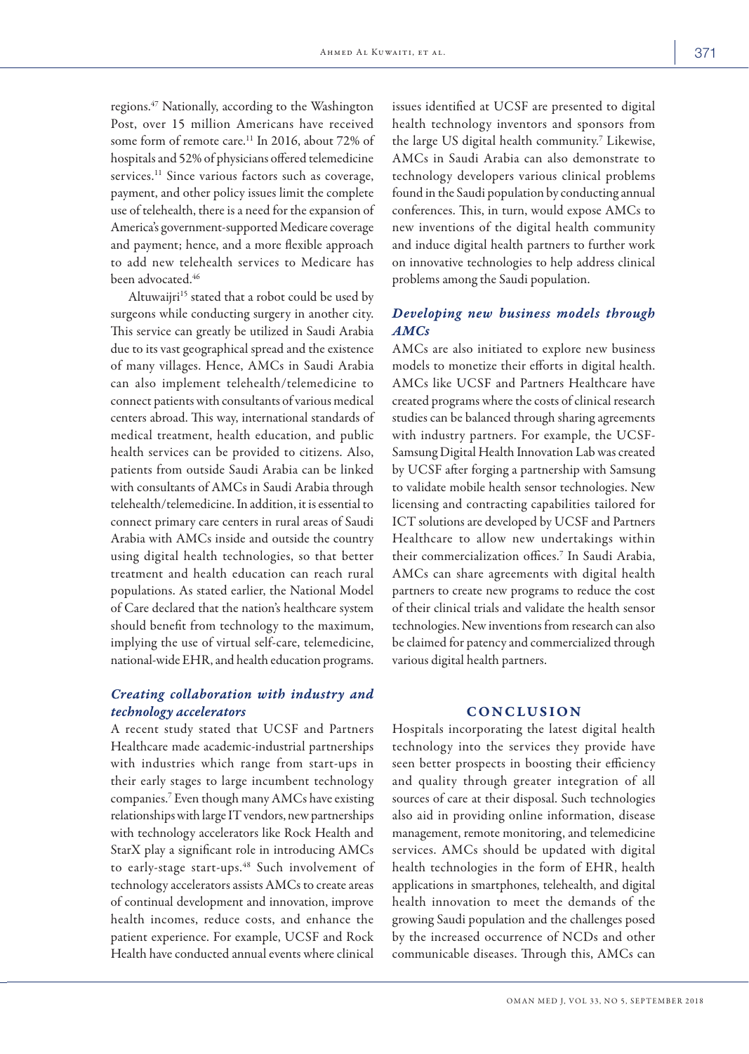regions.[47] Nationally, according to the Washington Post, over 15 million Americans have received some form of remote care.[11] In 2016, about 72% of hospitals and 52% of physicians offered telemedicine services.[11] Since various factors such as coverage, payment, and other policy issues limit the complete use of telehealth, there is a need for the expansion of America's government-supported Medicare coverage and payment; hence, and a more flexible approach to add new telehealth services to Medicare has been advocated.[46]

Altuwaijri[15] stated that a robot could be used by surgeons while conducting surgery in another city. This service can greatly be utilized in Saudi Arabia due to its vast geographical spread and the existence of many villages. Hence, AMCs in Saudi Arabia can also implement telehealth/telemedicine to connect patients with consultants of various medical centers abroad. This way, international standards of medical treatment, health education, and public health services can be provided to citizens. Also, patients from outside Saudi Arabia can be linked with consultants of AMCs in Saudi Arabia through telehealth/telemedicine. In addition, it is essential to connect primary care centers in rural areas of Saudi Arabia with AMCs inside and outside the country using digital health technologies, so that better treatment and health education can reach rural populations. As stated earlier, the National Model of Care declared that the nation's healthcare system should benefit from technology to the maximum, implying the use of virtual self-care, telemedicine, national-wide EHR, and health education programs.

### *Creating collaboration with industry and technology accelerators*

A recent study stated that UCSF and Partners Healthcare made academic-industrial partnerships with industries which range from start-ups in their early stages to large incumbent technology companies.[7] Even though many AMCs have existing relationships with large IT vendors, new partnerships with technology accelerators like Rock Health and StarX play a significant role in introducing AMCs to early-stage start-ups.[48] Such involvement of technology accelerators assists AMCs to create areas of continual development and innovation, improve health incomes, reduce costs, and enhance the patient experience. For example, UCSF and Rock Health have conducted annual events where clinical issues identified at UCSF are presented to digital health technology inventors and sponsors from the large US digital health community.[7] Likewise, AMCs in Saudi Arabia can also demonstrate to technology developers various clinical problems found in the Saudi population by conducting annual conferences. This, in turn, would expose AMCs to new inventions of the digital health community and induce digital health partners to further work on innovative technologies to help address clinical problems among the Saudi population.

### *Developing new business models through AMCs*

AMCs are also initiated to explore new business models to monetize their efforts in digital health. AMCs like UCSF and Partners Healthcare have created programs where the costs of clinical research studies can be balanced through sharing agreements with industry partners. For example, the UCSF-Samsung Digital Health Innovation Lab was created by UCSF after forging a partnership with Samsung to validate mobile health sensor technologies. New licensing and contracting capabilities tailored for ICT solutions are developed by UCSF and Partners Healthcare to allow new undertakings within their commercialization offices.[7] In Saudi Arabia, AMCs can share agreements with digital health partners to create new programs to reduce the cost of their clinical trials and validate the health sensor technologies. New inventions from research can also be claimed for patency and commercialized through various digital health partners.

## CONCLUSION

Hospitals incorporating the latest digital health technology into the services they provide have seen better prospects in boosting their efficiency and quality through greater integration of all sources of care at their disposal. Such technologies also aid in providing online information, disease management, remote monitoring, and telemedicine services. AMCs should be updated with digital health technologies in the form of EHR, health applications in smartphones, telehealth, and digital health innovation to meet the demands of the growing Saudi population and the challenges posed by the increased occurrence of NCDs and other communicable diseases. Through this, AMCs can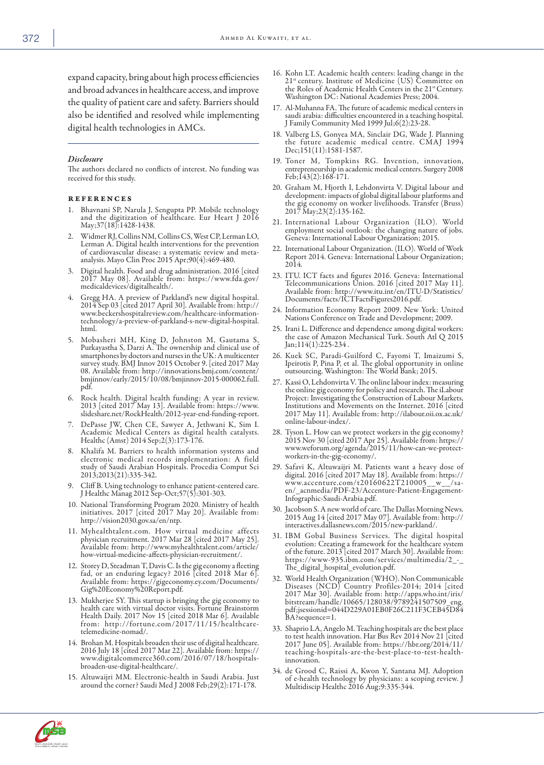expand capacity, bring about high process efficiencies and broad advances in healthcare access, and improve the quality of patient care and safety. Barriers should also be identified and resolved while implementing digital health technologies in AMCs.

### *Disclosure*

The authors declared no conflicts of interest. No funding was received for this study.

## References

1. Bhavnani SP, Narula J, Sengupta PP. Mobile technology and the digitization of healthcare. Eur Heart J 2016 May;37(18):1428-1438.
2. Widmer RJ, Collins NM, Collins CS, West CP, Lerman LO, Lerman A. Digital health interventions for the prevention of cardiovascular disease: a systematic review and meta-analysis. Mayo Clin Proc 2015 Apr;90(4):469-480.
3. Digital health. Food and drug administration. 2016 [cited 2017 May 08]. Available from: https://www.fda.gov/medicaldevices/digitalhealth/.
4. Gregg HA. A preview of Parkland's new digital hospital. 2014 Sep 03 [cited 2017 April 30]. Available from: http://www.beckershospitalreview.com/healthcare-information-technology/a-preview-of-parkland-s-new-digital-hospital.html.
5. Mobasheri MH, King D, Johnston M, Gautama S, Purkayastha S, Darzi A. The ownership and clinical use of smartphones by doctors and nurses in the UK: A multicenter survey study. BMJ Innov 2015 October 9. [cited 2017 May 08. Available from: http://innovations.bmj.com/content/bmjinnov/early/2015/10/08/bmjinnov-2015-000062.full.pdf.
6. Rock health. Digital health funding: A year in review. 2013 [cited 2017 May 13]. Available from: https://www.slideshare.net/RockHealth/2012-year-end-funding-report.
7. DePasse JW, Chen CE, Sawyer A, Jethwani K, Sim I. Academic Medical Centers as digital health catalysts. Healthc (Amst) 2014 Sep;2(3):173-176.
8. Khalifa M. Barriers to health information systems and electronic medical records implementation: A field study of Saudi Arabian Hospitals. Procedia Comput Sci 2013;2013(21):335-342.
9. Cliff B. Using technology to enhance patient-centered care. J Healthc Manag 2012 Sep-Oct;57(5):301-303.
10. National Transforming Program 2020. Ministry of health initiatives. 2017 [cited 2017 May 20]. Available from: http://vision2030.gov.sa/en/ntp.
11. Myhealthtalent.com. How virtual medicine affects physician recruitment. 2017 Mar 28 [cited 2017 May 25]. Available from: http://www.myhealthtalent.com/article/how-virtual-medicine-affects-physician-recruitment/.
12. Storey D, Steadman T, Davis C. Is the gig economy a fleeting fad, or an enduring legacy? 2016 [cited 2018 Mar 6]. Available from: https://gigeconomy.ey.com/Documents/Gig%20Economy%20Report.pdf.
13. Mukherjee SY. This startup is bringing the gig economy to health care with virtual doctor visits. Fortune Brainstorm Health Daily. 2017 Nov 15 [cited 2018 Mar 6]. Available from: http://fortune.com/2017/11/15/healthcare-telemedicine-nomad/.
14. Brohan M. Hospitals broaden their use of digital healthcare. 2016 July 18 [cited 2017 Mar 22]. Available from: https://www.digitalcommerce360.com/2016/07/18/hospitals-broaden-use-digital-healthcare/.
15. Altuwaijri MM. Electronic-health in Saudi Arabia. Just around the corner? Saudi Med J 2008 Feb;29(2):171-178.
16. Kohn LT. Academic health centers: leading change in the 21st century. Institute of Medicine (US) Committee on the Roles of Academic Health Centers in the 21st Century. Washington DC: National Academies Press; 2004.
17. Al-Muhanna FA. The future of academic medical centers in saudi arabia: difficulties encountered in a teaching hospital. J Family Community Med 1999 Jul;6(2):23-28.
18. Valberg LS, Gonyea MA, Sinclair DG, Wade J. Planning the future academic medical centre. CMAJ 1994 Dec;151(11):1581-1587.
19. Toner M, Tompkins RG. Invention, innovation, entrepreneurship in academic medical centers. Surgery 2008 Feb;143(2):168-171.
20. Graham M, Hjorth I, Lehdonvirta V. Digital labour and development: impacts of global digital labour platforms and the gig economy on worker livelihoods. Transfer (Bruss) 2017 May;23(2):135-162.
21. International Labour Organization (ILO). World employment social outlook: the changing nature of jobs. Geneva: International Labour Organization; 2015.
22. International Labour Organization. (ILO). World of Work Report 2014. Geneva: International Labour Organization; 2014.
23. ITU. ICT facts and figures 2016. Geneva: International Telecommunications Union. 2016 [cited 2017 May 11]. Available from: http://www.itu.int/en/ITU-D/Statistics/Documents/facts/ICTFactsFigures2016.pdf.
24. Information Economy Report 2009. New York: United Nations Conference on Trade and Development; 2009.
25. Irani L. Difference and dependence among digital workers: the case of Amazon Mechanical Turk. South Atl Q 2015 Jan;114(1):225-234 .
26. Kuek SC, Paradi-Guilford C, Fayomi T, Imaizumi S, Ipeirotis P, Pina P, et al. The global opportunity in online outsourcing. Washington: The World Bank; 2015.
27. Kassi O, Lehdonvirta V. The online labour index: measuring the online gig economy for policy and research. The iLabour Project: Investigating the Construction of Labour Markets, Institutions and Movements on the Internet. 2016 [cited 2017 May 11]. Available from: http://ilabour.oii.ox.ac.uk/online-labour-index/.
28. Tyson L. How can we protect workers in the gig economy? 2015 Nov 30 [cited 2017 Apr 25]. Available from: https://www.weforum.org/agenda/2015/11/how-can-we-protect-workers-in-the-gig-economy/.
29. Safavi K, Altuwaijri M. Patients want a heavy dose of digital. 2016 [cited 2017 May 18]. Available from: https://www.accenture.com/t20160622T210005__w__/sa-en/_acnmedia/PDF-23/Accenture-Patient-Engagement-Infographic-Saudi-Arabia.pdf.
30. Jacobson S. A new world of care. The Dallas Morning News. 2015 Aug 14 [cited 2017 May 07]. Available from: http://interactives.dallasnews.com/2015/new-parkland/.
31. IBM Gobal Business Services. The digital hospital evolution: Creating a framework for the healthcare system of the future. 2013 [cited 2017 March 30]. Available from: https://www-935.ibm.com/services/multimedia/2_-_The_digital_hospital_evolution.pdf.
32. World Health Organization (WHO). Non Communicable Diseases (NCD) Country Profiles-2014; 2014 [cited 2017 Mar 30]. Available from: http://apps.who.int/iris/bitstream/handle/10665/128038/9789241507509_eng.pdf;jsessionid=044D229A01EB0F26C211F3CEB45D84BA?sequence=1.
33. Shaprio LA, Angelo M. Teaching hospitals are the best place to test health innovation. Har Bus Rev 2014 Nov 21 [cited 2017 June 05]. Available from: https://hbr.org/2014/11/teaching-hospitals-are-the-best-place-to-test-health-innovation.
34. de Grood C, Raissi A, Kwon Y, Santana MJ. Adoption of e-health technology by physicians: a scoping review. J Multidiscip Healthc 2016 Aug;9:335-344.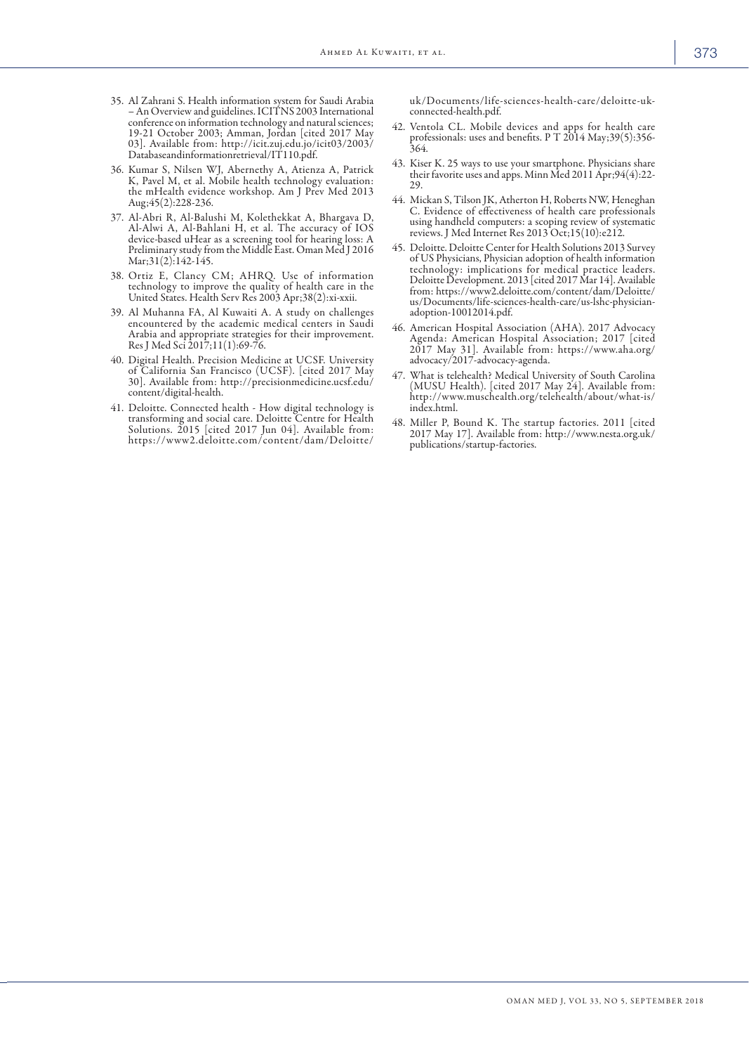35. Al Zahrani S. Health information system for Saudi Arabia – An Overview and guidelines. ICITNS 2003 International conference on information technology and natural sciences; 19-21 October 2003; Amman, Jordan [cited 2017 May 03]. Available from: http://icit.zuj.edu.jo/icit03/2003/Databaseandinformationretrieval/IT110.pdf.
36. Kumar S, Nilsen WJ, Abernethy A, Atienza A, Patrick K, Pavel M, et al. Mobile health technology evaluation: the mHealth evidence workshop. Am J Prev Med 2013 Aug;45(2):228-236.
37. Al-Abri R, Al-Balushi M, Kolethekkat A, Bhargava D, Al-Alwi A, Al-Bahlani H, et al. The accuracy of IOS device-based uHear as a screening tool for hearing loss: A Preliminary study from the Middle East. Oman Med J 2016 Mar;31(2):142-145.
38. Ortiz E, Clancy CM; AHRQ. Use of information technology to improve the quality of health care in the United States. Health Serv Res 2003 Apr;38(2):xi-xxii.
39. Al Muhanna FA, Al Kuwaiti A. A study on challenges encountered by the academic medical centers in Saudi Arabia and appropriate strategies for their improvement. Res J Med Sci 2017;11(1):69-76.
40. Digital Health. Precision Medicine at UCSF. University of California San Francisco (UCSF). [cited 2017 May 30]. Available from: http://precisionmedicine.ucsf.edu/content/digital-health.
41. Deloitte. Connected health - How digital technology is transforming and social care. Deloitte Centre for Health Solutions. 2015 [cited 2017 Jun 04]. Available from: https://www2.deloitte.com/content/dam/Deloitte/uk/Documents/life-sciences-health-care/deloitte-uk-connected-health.pdf.
42. Ventola CL. Mobile devices and apps for health care professionals: uses and benefits. P T 2014 May;39(5):356-364.
43. Kiser K. 25 ways to use your smartphone. Physicians share their favorite uses and apps. Minn Med 2011 Apr;94(4):22-29.
44. Mickan S, Tilson JK, Atherton H, Roberts NW, Heneghan C. Evidence of effectiveness of health care professionals using handheld computers: a scoping review of systematic reviews. J Med Internet Res 2013 Oct;15(10):e212.
45. Deloitte. Deloitte Center for Health Solutions 2013 Survey of US Physicians, Physician adoption of health information technology: implications for medical practice leaders. Deloitte Development. 2013 [cited 2017 Mar 14]. Available from: https://www2.deloitte.com/content/dam/Deloitte/us/Documents/life-sciences-health-care/us-lshc-physician-adoption-10012014.pdf.
46. American Hospital Association (AHA). 2017 Advocacy Agenda: American Hospital Association; 2017 [cited 2017 May 31]. Available from: https://www.aha.org/advocacy/2017-advocacy-agenda.
47. What is telehealth? Medical University of South Carolina (MUSU Health). [cited 2017 May 24]. Available from: http://www.muschealth.org/telehealth/about/what-is/index.html.
48. Miller P, Bound K. The startup factories. 2011 [cited 2017 May 17]. Available from: http://www.nesta.org.uk/publications/startup-factories.